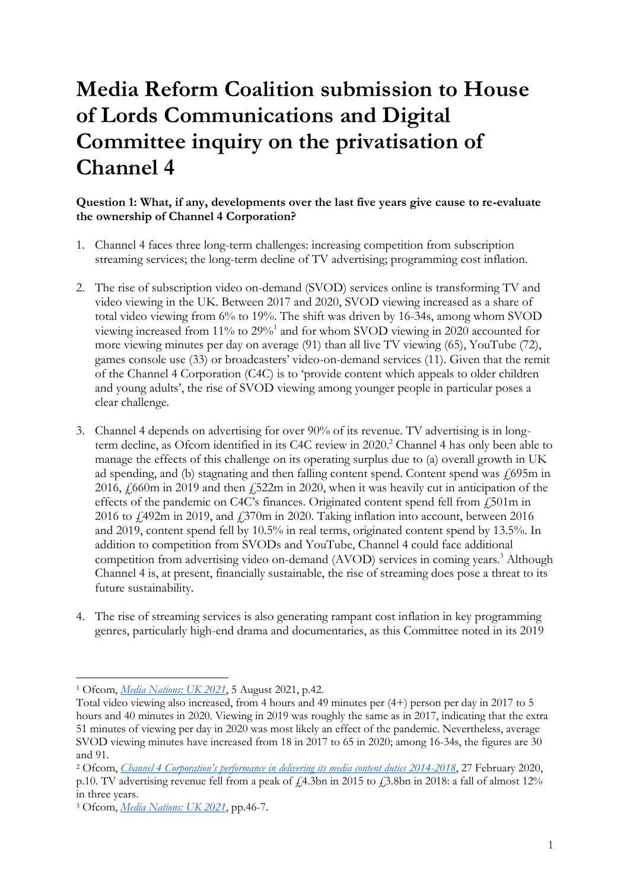# Media Reform Coalition submission to House of Lords Communications and Digital Committee inquiry on the privatisation of Channel 4

**Question 1: What, if any, developments over the last five years give cause to re-evaluate the ownership of Channel 4 Corporation?**

1. Channel 4 faces three long-term challenges: increasing competition from subscription streaming services; the long-term decline of TV advertising; programming cost inflation.

2. The rise of subscription video on-demand (SVOD) services online is transforming TV and video viewing in the UK. Between 2017 and 2020, SVOD viewing increased as a share of total video viewing from 6% to 19%. The shift was driven by 16-34s, among whom SVOD viewing increased from 11% to 29%[1] and for whom SVOD viewing in 2020 accounted for more viewing minutes per day on average (91) than all live TV viewing (65), YouTube (72), games console use (33) or broadcasters' video-on-demand services (11). Given that the remit of the Channel 4 Corporation (C4C) is to 'provide content which appeals to older children and young adults', the rise of SVOD viewing among younger people in particular poses a clear challenge.

3. Channel 4 depends on advertising for over 90% of its revenue. TV advertising is in long-term decline, as Ofcom identified in its C4C review in 2020.[2] Channel 4 has only been able to manage the effects of this challenge on its operating surplus due to (a) overall growth in UK ad spending, and (b) stagnating and then falling content spend. Content spend was £695m in 2016, £660m in 2019 and then £522m in 2020, when it was heavily cut in anticipation of the effects of the pandemic on C4C's finances. Originated content spend fell from £501m in 2016 to £492m in 2019, and £370m in 2020. Taking inflation into account, between 2016 and 2019, content spend fell by 10.5% in real terms, originated content spend by 13.5%. In addition to competition from SVODs and YouTube, Channel 4 could face additional competition from advertising video on-demand (AVOD) services in coming years.[3] Although Channel 4 is, at present, financially sustainable, the rise of streaming does pose a threat to its future sustainability.

4. The rise of streaming services is also generating rampant cost inflation in key programming genres, particularly high-end drama and documentaries, as this Committee noted in its 2019

---

[1] Ofcom, *Media Nations: UK 2021*, 5 August 2021, p.42.
Total video viewing also increased, from 4 hours and 49 minutes per (4+) person per day in 2017 to 5 hours and 40 minutes in 2020. Viewing in 2019 was roughly the same as in 2017, indicating that the extra 51 minutes of viewing per day in 2020 was most likely an effect of the pandemic. Nevertheless, average SVOD viewing minutes have increased from 18 in 2017 to 65 in 2020; among 16-34s, the figures are 30 and 91.

[2] Ofcom, *Channel 4 Corporation's performance in delivering its media content duties 2014-2018*, 27 February 2020, p.10. TV advertising revenue fell from a peak of £4.3bn in 2015 to £3.8bn in 2018: a fall of almost 12% in three years.

[3] Ofcom, *Media Nations: UK 2021*, pp.46-7.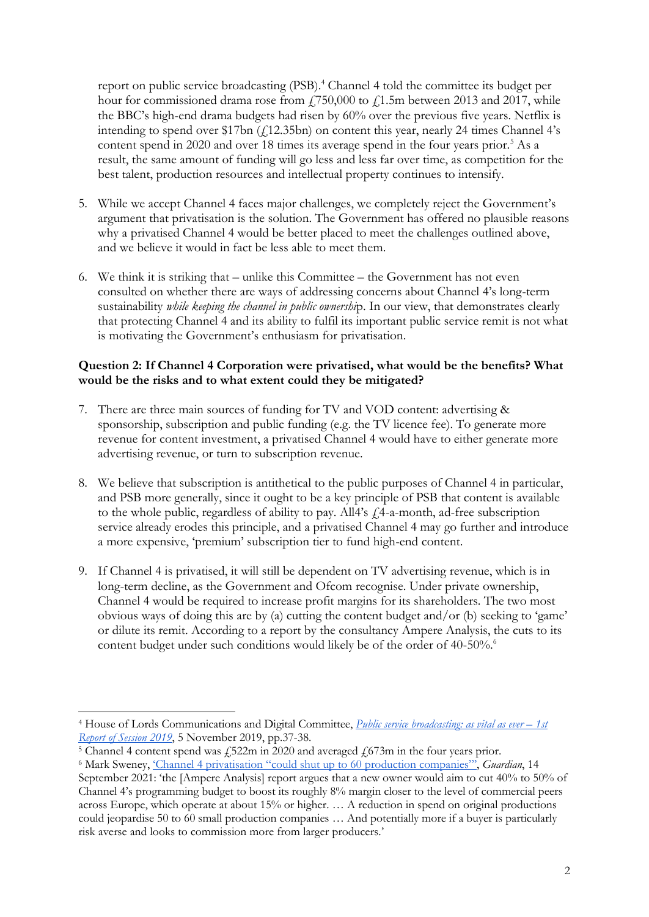report on public service broadcasting (PSB).[4] Channel 4 told the committee its budget per hour for commissioned drama rose from £750,000 to £1.5m between 2013 and 2017, while the BBC's high-end drama budgets had risen by 60% over the previous five years. Netflix is intending to spend over $17bn (£12.35bn) on content this year, nearly 24 times Channel 4's content spend in 2020 and over 18 times its average spend in the four years prior.[5] As a result, the same amount of funding will go less and less far over time, as competition for the best talent, production resources and intellectual property continues to intensify.

5. While we accept Channel 4 faces major challenges, we completely reject the Government's argument that privatisation is the solution. The Government has offered no plausible reasons why a privatised Channel 4 would be better placed to meet the challenges outlined above, and we believe it would in fact be less able to meet them.

6. We think it is striking that – unlike this Committee – the Government has not even consulted on whether there are ways of addressing concerns about Channel 4's long-term sustainability *while keeping the channel in public ownershi*p. In our view, that demonstrates clearly that protecting Channel 4 and its ability to fulfil its important public service remit is not what is motivating the Government's enthusiasm for privatisation.

**Question 2: If Channel 4 Corporation were privatised, what would be the benefits? What would be the risks and to what extent could they be mitigated?**

7. There are three main sources of funding for TV and VOD content: advertising & sponsorship, subscription and public funding (e.g. the TV licence fee). To generate more revenue for content investment, a privatised Channel 4 would have to either generate more advertising revenue, or turn to subscription revenue.

8. We believe that subscription is antithetical to the public purposes of Channel 4 in particular, and PSB more generally, since it ought to be a key principle of PSB that content is available to the whole public, regardless of ability to pay. All4's £4-a-month, ad-free subscription service already erodes this principle, and a privatised Channel 4 may go further and introduce a more expensive, 'premium' subscription tier to fund high-end content.

9. If Channel 4 is privatised, it will still be dependent on TV advertising revenue, which is in long-term decline, as the Government and Ofcom recognise. Under private ownership, Channel 4 would be required to increase profit margins for its shareholders. The two most obvious ways of doing this are by (a) cutting the content budget and/or (b) seeking to 'game' or dilute its remit. According to a report by the consultancy Ampere Analysis, the cuts to its content budget under such conditions would likely be of the order of 40-50%.[6]

---

[4] House of Lords Communications and Digital Committee, *Public service broadcasting: as vital as ever – 1st Report of Session 2019*, 5 November 2019, pp.37-38.

[5] Channel 4 content spend was £522m in 2020 and averaged £673m in the four years prior.

[6] Mark Sweney, 'Channel 4 privatisation "could shut up to 60 production companies"', *Guardian*, 14 September 2021: 'the [Ampere Analysis] report argues that a new owner would aim to cut 40% to 50% of Channel 4's programming budget to boost its roughly 8% margin closer to the level of commercial peers across Europe, which operate at about 15% or higher. … A reduction in spend on original productions could jeopardise 50 to 60 small production companies … And potentially more if a buyer is particularly risk averse and looks to commission more from larger producers.'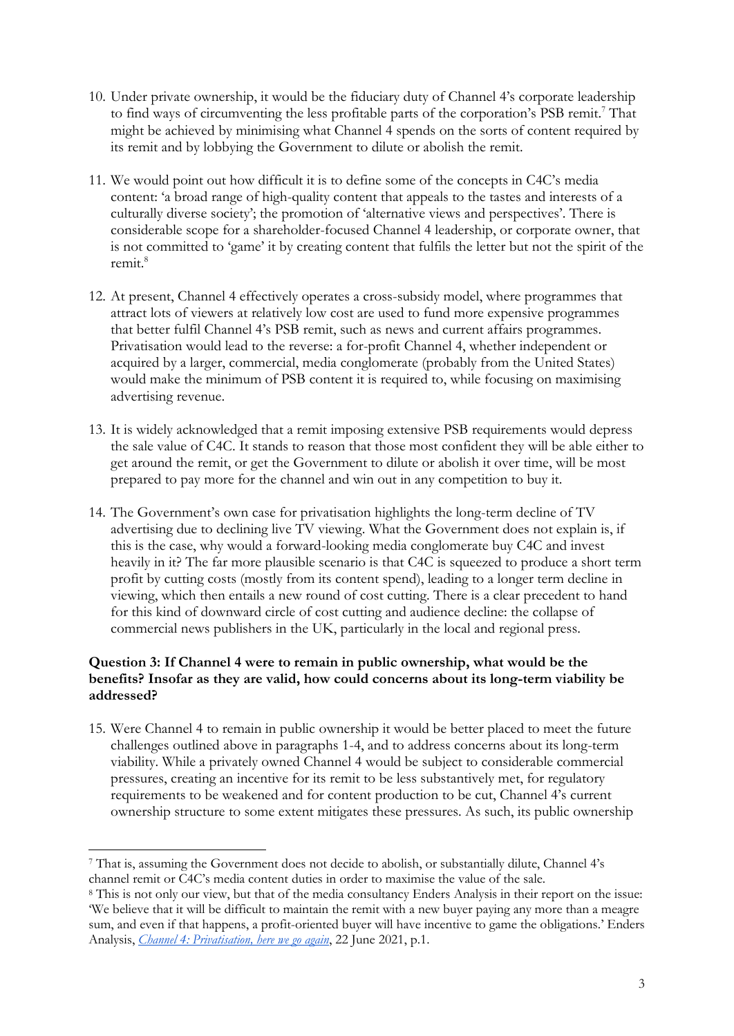10. Under private ownership, it would be the fiduciary duty of Channel 4's corporate leadership to find ways of circumventing the less profitable parts of the corporation's PSB remit.[7] That might be achieved by minimising what Channel 4 spends on the sorts of content required by its remit and by lobbying the Government to dilute or abolish the remit.

11. We would point out how difficult it is to define some of the concepts in C4C's media content: 'a broad range of high-quality content that appeals to the tastes and interests of a culturally diverse society'; the promotion of 'alternative views and perspectives'. There is considerable scope for a shareholder-focused Channel 4 leadership, or corporate owner, that is not committed to 'game' it by creating content that fulfils the letter but not the spirit of the remit.[8]

12. At present, Channel 4 effectively operates a cross-subsidy model, where programmes that attract lots of viewers at relatively low cost are used to fund more expensive programmes that better fulfil Channel 4's PSB remit, such as news and current affairs programmes. Privatisation would lead to the reverse: a for-profit Channel 4, whether independent or acquired by a larger, commercial, media conglomerate (probably from the United States) would make the minimum of PSB content it is required to, while focusing on maximising advertising revenue.

13. It is widely acknowledged that a remit imposing extensive PSB requirements would depress the sale value of C4C. It stands to reason that those most confident they will be able either to get around the remit, or get the Government to dilute or abolish it over time, will be most prepared to pay more for the channel and win out in any competition to buy it.

14. The Government's own case for privatisation highlights the long-term decline of TV advertising due to declining live TV viewing. What the Government does not explain is, if this is the case, why would a forward-looking media conglomerate buy C4C and invest heavily in it? The far more plausible scenario is that C4C is squeezed to produce a short term profit by cutting costs (mostly from its content spend), leading to a longer term decline in viewing, which then entails a new round of cost cutting. There is a clear precedent to hand for this kind of downward circle of cost cutting and audience decline: the collapse of commercial news publishers in the UK, particularly in the local and regional press.

**Question 3: If Channel 4 were to remain in public ownership, what would be the benefits? Insofar as they are valid, how could concerns about its long-term viability be addressed?**

15. Were Channel 4 to remain in public ownership it would be better placed to meet the future challenges outlined above in paragraphs 1-4, and to address concerns about its long-term viability. While a privately owned Channel 4 would be subject to considerable commercial pressures, creating an incentive for its remit to be less substantively met, for regulatory requirements to be weakened and for content production to be cut, Channel 4's current ownership structure to some extent mitigates these pressures. As such, its public ownership

---

[7] That is, assuming the Government does not decide to abolish, or substantially dilute, Channel 4's channel remit or C4C's media content duties in order to maximise the value of the sale.

[8] This is not only our view, but that of the media consultancy Enders Analysis in their report on the issue: 'We believe that it will be difficult to maintain the remit with a new buyer paying any more than a meagre sum, and even if that happens, a profit-oriented buyer will have incentive to game the obligations.' Enders Analysis, *Channel 4: Privatisation, here we go again*, 22 June 2021, p.1.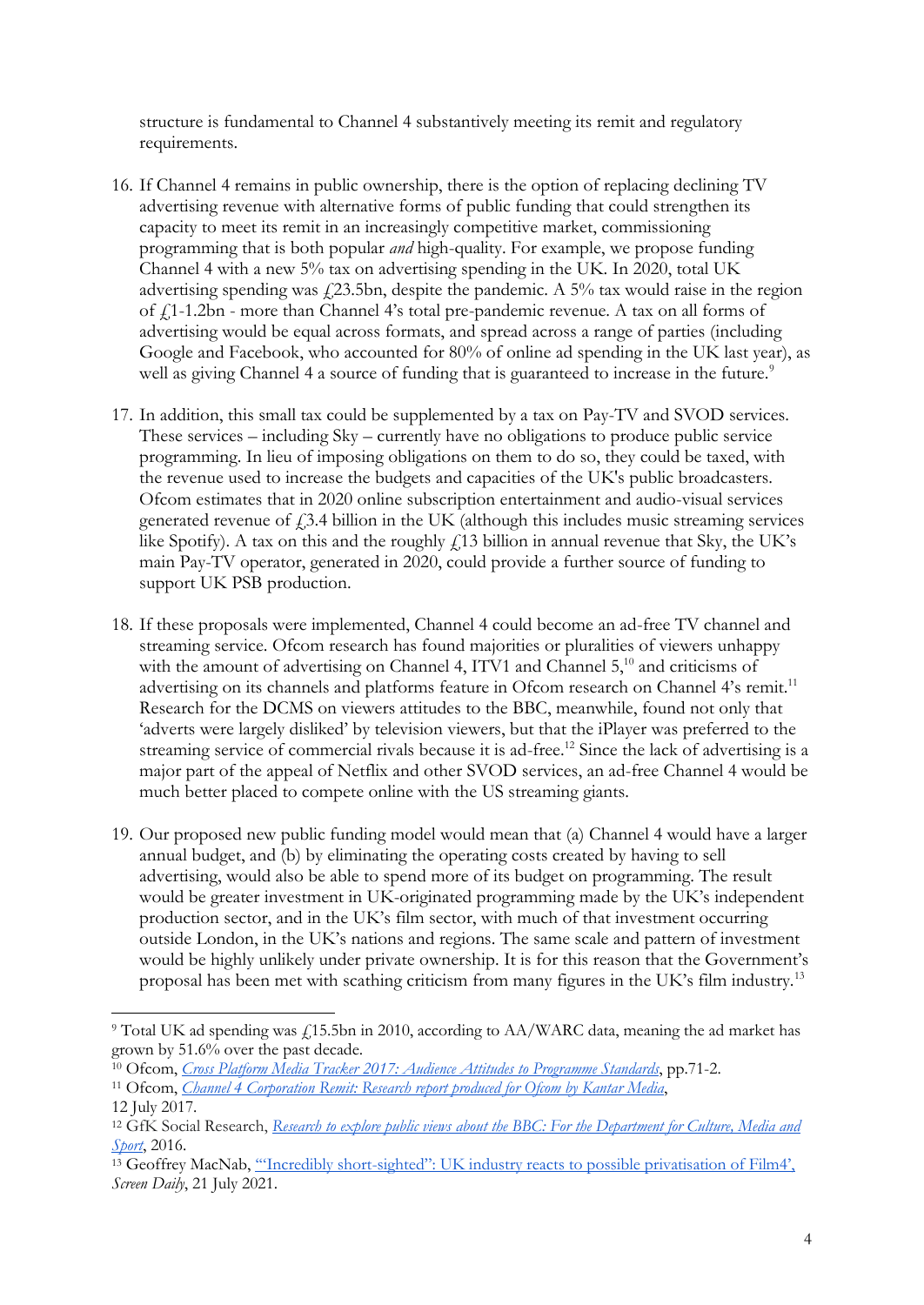structure is fundamental to Channel 4 substantively meeting its remit and regulatory requirements.

16. If Channel 4 remains in public ownership, there is the option of replacing declining TV advertising revenue with alternative forms of public funding that could strengthen its capacity to meet its remit in an increasingly competitive market, commissioning programming that is both popular *and* high-quality. For example, we propose funding Channel 4 with a new 5% tax on advertising spending in the UK. In 2020, total UK advertising spending was £23.5bn, despite the pandemic. A 5% tax would raise in the region of £1-1.2bn - more than Channel 4's total pre-pandemic revenue. A tax on all forms of advertising would be equal across formats, and spread across a range of parties (including Google and Facebook, who accounted for 80% of online ad spending in the UK last year), as well as giving Channel 4 a source of funding that is guaranteed to increase in the future.[9]

17. In addition, this small tax could be supplemented by a tax on Pay-TV and SVOD services. These services – including Sky – currently have no obligations to produce public service programming. In lieu of imposing obligations on them to do so, they could be taxed, with the revenue used to increase the budgets and capacities of the UK's public broadcasters. Ofcom estimates that in 2020 online subscription entertainment and audio-visual services generated revenue of £3.4 billion in the UK (although this includes music streaming services like Spotify). A tax on this and the roughly £13 billion in annual revenue that Sky, the UK's main Pay-TV operator, generated in 2020, could provide a further source of funding to support UK PSB production.

18. If these proposals were implemented, Channel 4 could become an ad-free TV channel and streaming service. Ofcom research has found majorities or pluralities of viewers unhappy with the amount of advertising on Channel 4, ITV1 and Channel 5,[10] and criticisms of advertising on its channels and platforms feature in Ofcom research on Channel 4's remit.[11] Research for the DCMS on viewers attitudes to the BBC, meanwhile, found not only that 'adverts were largely disliked' by television viewers, but that the iPlayer was preferred to the streaming service of commercial rivals because it is ad-free.[12] Since the lack of advertising is a major part of the appeal of Netflix and other SVOD services, an ad-free Channel 4 would be much better placed to compete online with the US streaming giants.

19. Our proposed new public funding model would mean that (a) Channel 4 would have a larger annual budget, and (b) by eliminating the operating costs created by having to sell advertising, would also be able to spend more of its budget on programming. The result would be greater investment in UK-originated programming made by the UK's independent production sector, and in the UK's film sector, with much of that investment occurring outside London, in the UK's nations and regions. The same scale and pattern of investment would be highly unlikely under private ownership. It is for this reason that the Government's proposal has been met with scathing criticism from many figures in the UK's film industry.[13]

---

[9] Total UK ad spending was £15.5bn in 2010, according to AA/WARC data, meaning the ad market has grown by 51.6% over the past decade.

[10] Ofcom, *Cross Platform Media Tracker 2017: Audience Attitudes to Programme Standards*, pp.71-2.

[11] Ofcom, *Channel 4 Corporation Remit: Research report produced for Ofcom by Kantar Media*, 12 July 2017.

[12] GfK Social Research, *Research to explore public views about the BBC: For the Department for Culture, Media and Sport*, 2016.

[13] Geoffrey MacNab, '"Incredibly short-sighted": UK industry reacts to possible privatisation of Film4', *Screen Daily*, 21 July 2021.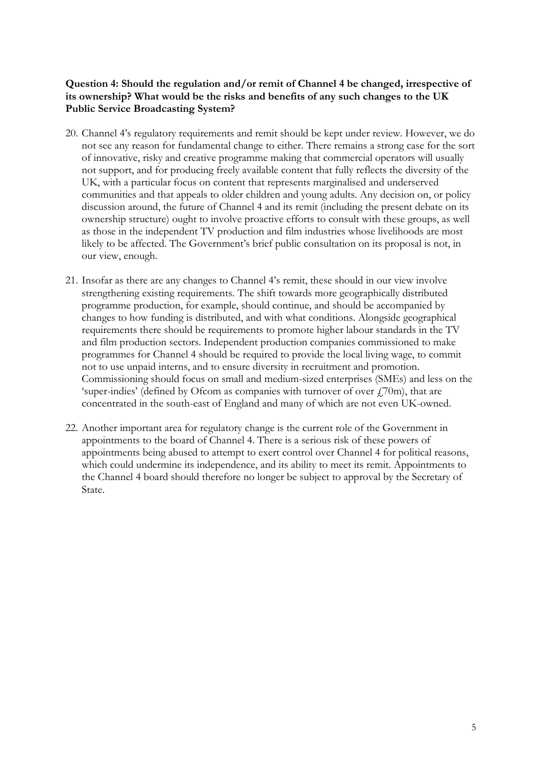**Question 4: Should the regulation and/or remit of Channel 4 be changed, irrespective of its ownership? What would be the risks and benefits of any such changes to the UK Public Service Broadcasting System?**

20. Channel 4's regulatory requirements and remit should be kept under review. However, we do not see any reason for fundamental change to either. There remains a strong case for the sort of innovative, risky and creative programme making that commercial operators will usually not support, and for producing freely available content that fully reflects the diversity of the UK, with a particular focus on content that represents marginalised and underserved communities and that appeals to older children and young adults. Any decision on, or policy discussion around, the future of Channel 4 and its remit (including the present debate on its ownership structure) ought to involve proactive efforts to consult with these groups, as well as those in the independent TV production and film industries whose livelihoods are most likely to be affected. The Government's brief public consultation on its proposal is not, in our view, enough.

21. Insofar as there are any changes to Channel 4's remit, these should in our view involve strengthening existing requirements. The shift towards more geographically distributed programme production, for example, should continue, and should be accompanied by changes to how funding is distributed, and with what conditions. Alongside geographical requirements there should be requirements to promote higher labour standards in the TV and film production sectors. Independent production companies commissioned to make programmes for Channel 4 should be required to provide the local living wage, to commit not to use unpaid interns, and to ensure diversity in recruitment and promotion. Commissioning should focus on small and medium-sized enterprises (SMEs) and less on the 'super-indies' (defined by Ofcom as companies with turnover of over £70m), that are concentrated in the south-east of England and many of which are not even UK-owned.

22. Another important area for regulatory change is the current role of the Government in appointments to the board of Channel 4. There is a serious risk of these powers of appointments being abused to attempt to exert control over Channel 4 for political reasons, which could undermine its independence, and its ability to meet its remit. Appointments to the Channel 4 board should therefore no longer be subject to approval by the Secretary of State.